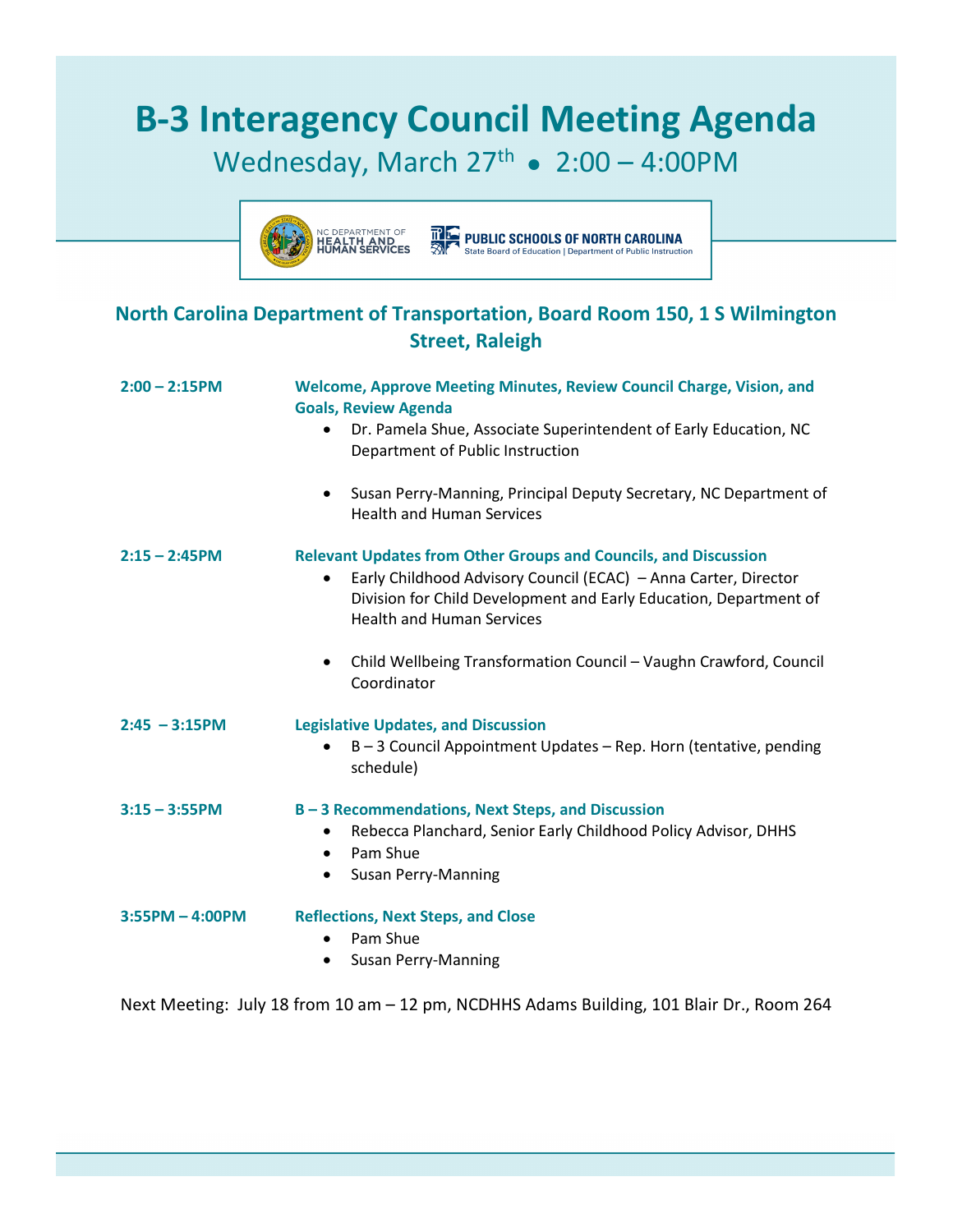# B-3 Interagency Council Meeting Agenda

## Wednesday, March 27th • 2:00 – 4:00PM

**North Carolina Department of Transportation, Board Room 150, 1 S Wilmington Street, Raleigh**

**2:00 – 2:15PM** — **Welcome, Approve Meeting Minutes, Review Council Charge, Vision, and Goals, Review Agenda**

- Dr. Pamela Shue, Associate Superintendent of Early Education, NC Department of Public Instruction
- Susan Perry-Manning, Principal Deputy Secretary, NC Department of Health and Human Services

**2:15 – 2:45PM** — **Relevant Updates from Other Groups and Councils, and Discussion**

- Early Childhood Advisory Council (ECAC) – Anna Carter, Director Division for Child Development and Early Education, Department of Health and Human Services
- Child Wellbeing Transformation Council – Vaughn Crawford, Council Coordinator

**2:45 – 3:15PM** — **Legislative Updates, and Discussion**

- B – 3 Council Appointment Updates – Rep. Horn (tentative, pending schedule)

**3:15 – 3:55PM** — **B – 3 Recommendations, Next Steps, and Discussion**

- Rebecca Planchard, Senior Early Childhood Policy Advisor, DHHS
- Pam Shue
- Susan Perry-Manning

**3:55PM – 4:00PM** — **Reflections, Next Steps, and Close**

- Pam Shue
- Susan Perry-Manning

Next Meeting: July 18 from 10 am – 12 pm, NCDHHS Adams Building, 101 Blair Dr., Room 264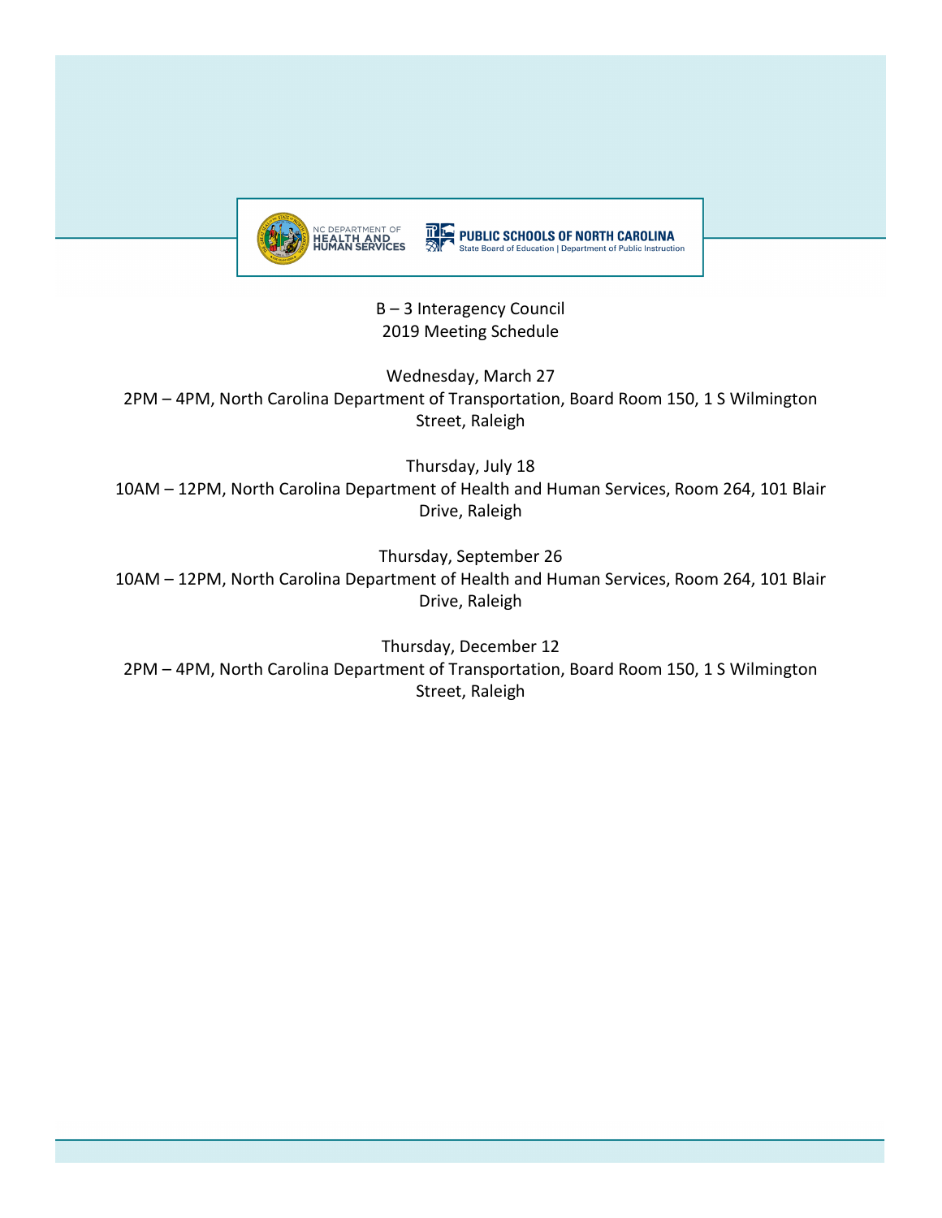B – 3 Interagency Council
2019 Meeting Schedule

Wednesday, March 27
2PM – 4PM, North Carolina Department of Transportation, Board Room 150, 1 S Wilmington Street, Raleigh

Thursday, July 18
10AM – 12PM, North Carolina Department of Health and Human Services, Room 264, 101 Blair Drive, Raleigh

Thursday, September 26
10AM – 12PM, North Carolina Department of Health and Human Services, Room 264, 101 Blair Drive, Raleigh

Thursday, December 12
2PM – 4PM, North Carolina Department of Transportation, Board Room 150, 1 S Wilmington Street, Raleigh